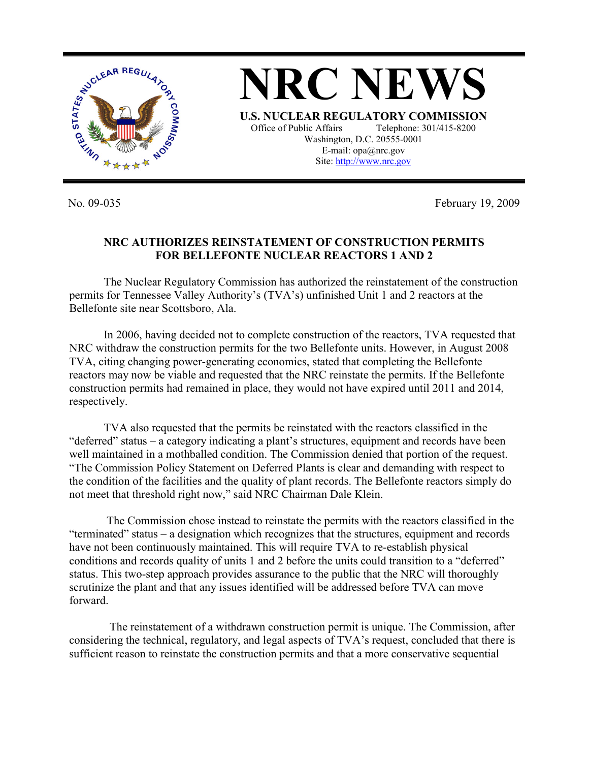# NRC NEWS

**U.S. NUCLEAR REGULATORY COMMISSION**
Office of Public Affairs Telephone: 301/415-8200
Washington, D.C. 20555-0001
E-mail: opa@nrc.gov
Site: http://www.nrc.gov

No. 09-035 February 19, 2009

## NRC AUTHORIZES REINSTATEMENT OF CONSTRUCTION PERMITS FOR BELLEFONTE NUCLEAR REACTORS 1 AND 2

The Nuclear Regulatory Commission has authorized the reinstatement of the construction permits for Tennessee Valley Authority's (TVA's) unfinished Unit 1 and 2 reactors at the Bellefonte site near Scottsboro, Ala.

In 2006, having decided not to complete construction of the reactors, TVA requested that NRC withdraw the construction permits for the two Bellefonte units. However, in August 2008 TVA, citing changing power-generating economics, stated that completing the Bellefonte reactors may now be viable and requested that the NRC reinstate the permits. If the Bellefonte construction permits had remained in place, they would not have expired until 2011 and 2014, respectively.

TVA also requested that the permits be reinstated with the reactors classified in the "deferred" status – a category indicating a plant's structures, equipment and records have been well maintained in a mothballed condition. The Commission denied that portion of the request. "The Commission Policy Statement on Deferred Plants is clear and demanding with respect to the condition of the facilities and the quality of plant records. The Bellefonte reactors simply do not meet that threshold right now," said NRC Chairman Dale Klein.

The Commission chose instead to reinstate the permits with the reactors classified in the "terminated" status – a designation which recognizes that the structures, equipment and records have not been continuously maintained. This will require TVA to re-establish physical conditions and records quality of units 1 and 2 before the units could transition to a "deferred" status. This two-step approach provides assurance to the public that the NRC will thoroughly scrutinize the plant and that any issues identified will be addressed before TVA can move forward.

The reinstatement of a withdrawn construction permit is unique. The Commission, after considering the technical, regulatory, and legal aspects of TVA's request, concluded that there is sufficient reason to reinstate the construction permits and that a more conservative sequential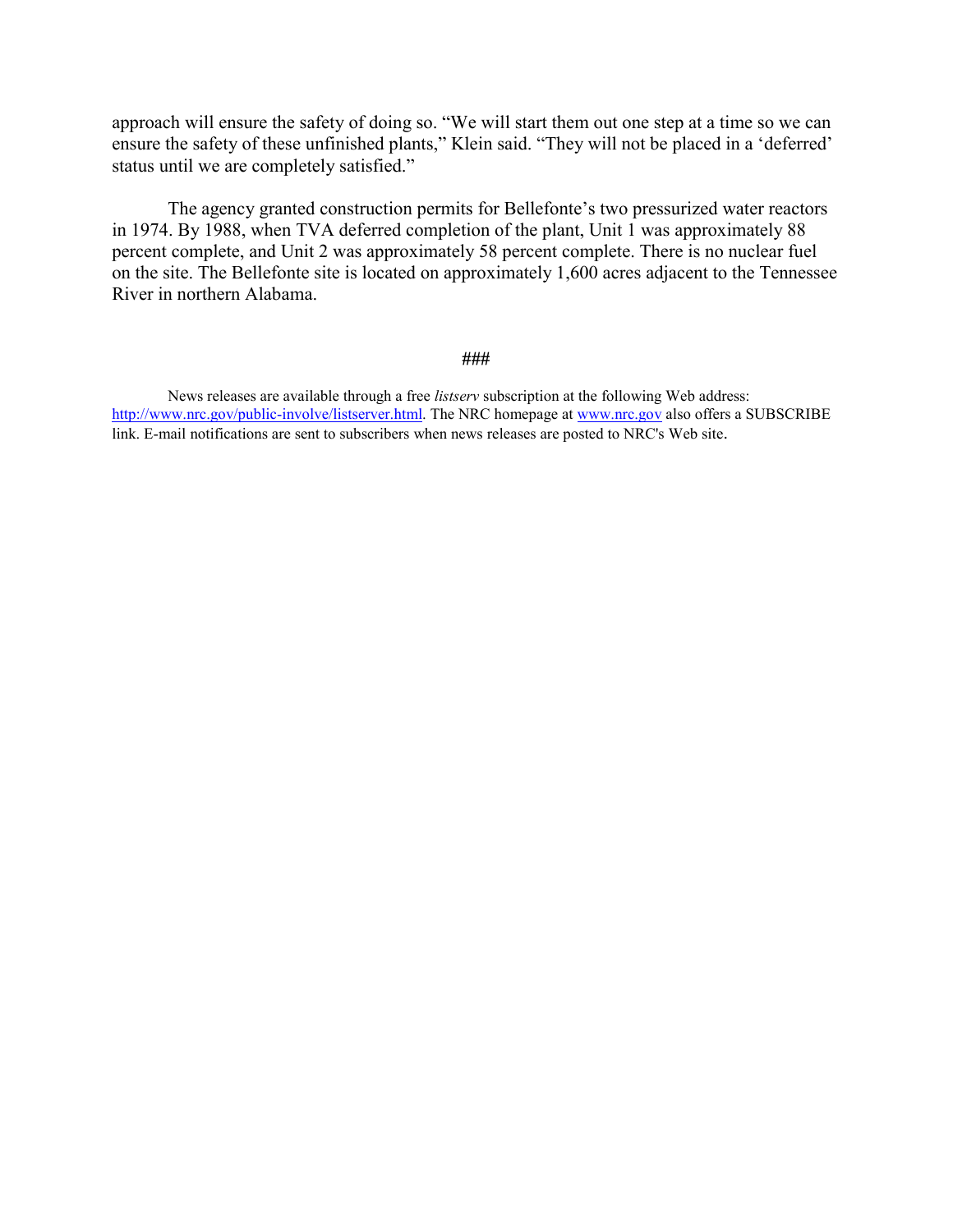approach will ensure the safety of doing so. "We will start them out one step at a time so we can ensure the safety of these unfinished plants," Klein said. "They will not be placed in a 'deferred' status until we are completely satisfied."

The agency granted construction permits for Bellefonte's two pressurized water reactors in 1974. By 1988, when TVA deferred completion of the plant, Unit 1 was approximately 88 percent complete, and Unit 2 was approximately 58 percent complete. There is no nuclear fuel on the site. The Bellefonte site is located on approximately 1,600 acres adjacent to the Tennessee River in northern Alabama.

###

News releases are available through a free *listserv* subscription at the following Web address: http://www.nrc.gov/public-involve/listserver.html. The NRC homepage at www.nrc.gov also offers a SUBSCRIBE link. E-mail notifications are sent to subscribers when news releases are posted to NRC's Web site.